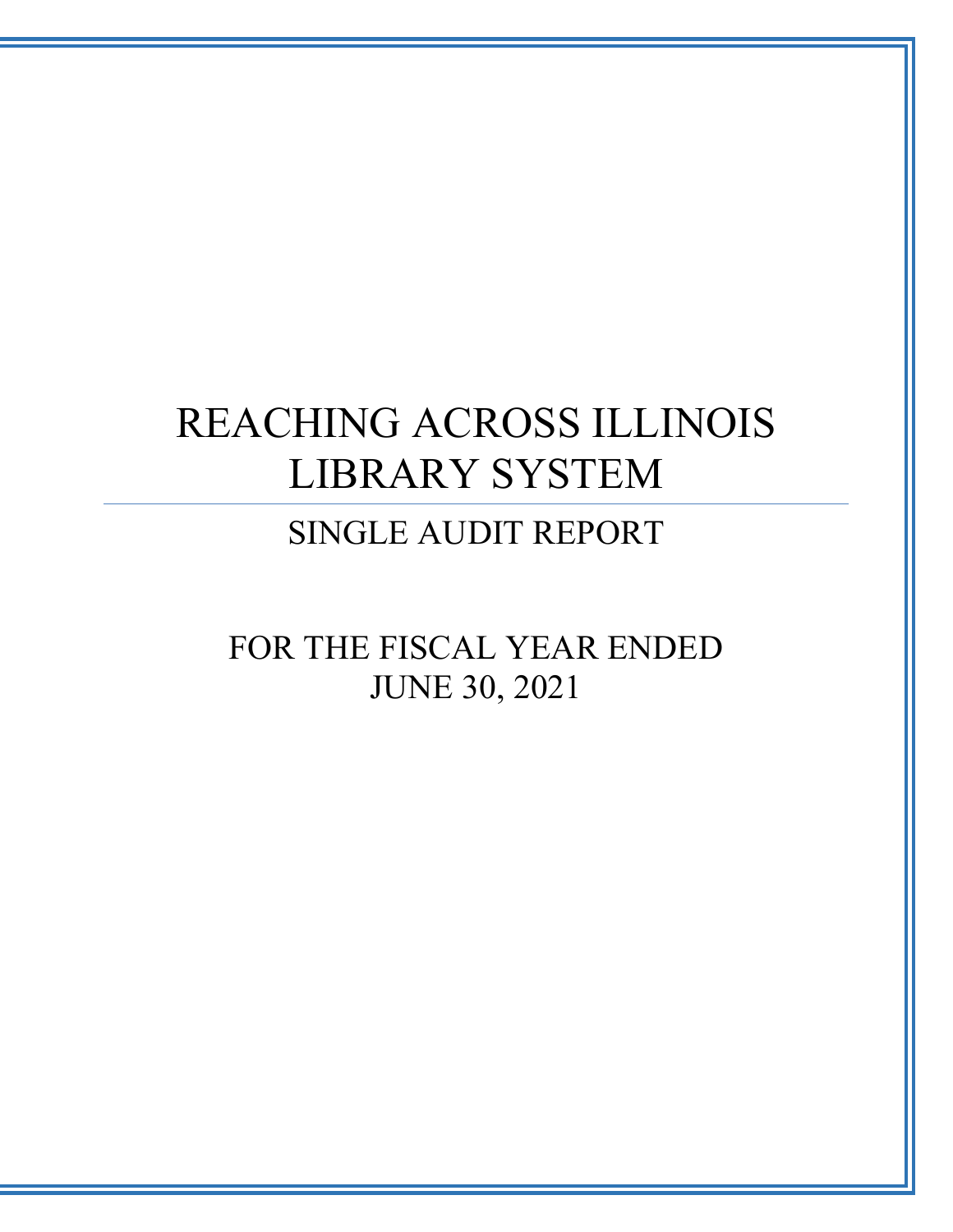# REACHING ACROSS ILLINOIS LIBRARY SYSTEM

## SINGLE AUDIT REPORT

FOR THE FISCAL YEAR ENDED
JUNE 30, 2021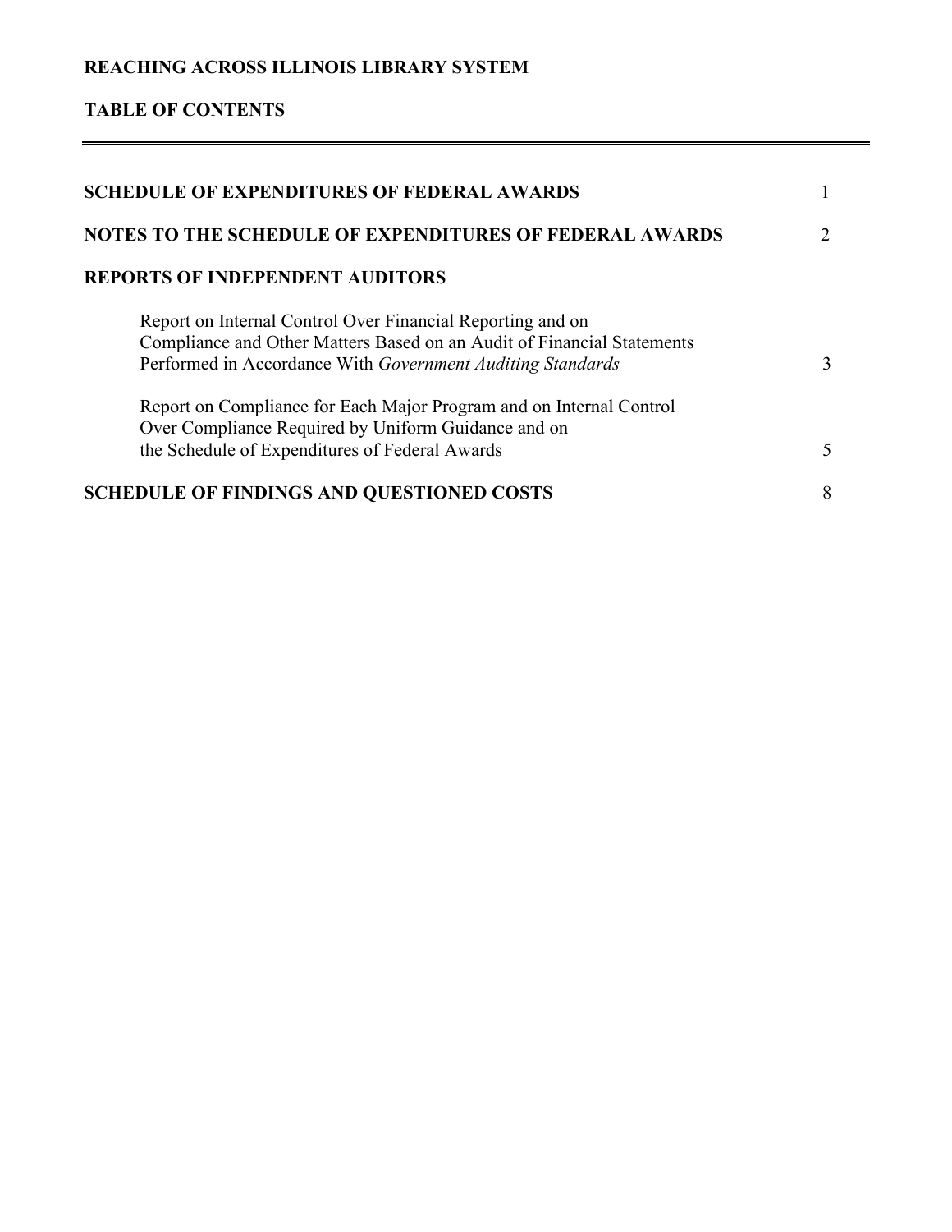**REACHING ACROSS ILLINOIS LIBRARY SYSTEM**

**TABLE OF CONTENTS**

---

| | |
|---|---|
| **SCHEDULE OF EXPENDITURES OF FEDERAL AWARDS** | 1 |
| **NOTES TO THE SCHEDULE OF EXPENDITURES OF FEDERAL AWARDS** | 2 |
| **REPORTS OF INDEPENDENT AUDITORS** | |
| Report on Internal Control Over Financial Reporting and on Compliance and Other Matters Based on an Audit of Financial Statements Performed in Accordance With *Government Auditing Standards* | 3 |
| Report on Compliance for Each Major Program and on Internal Control Over Compliance Required by Uniform Guidance and on the Schedule of Expenditures of Federal Awards | 5 |
| **SCHEDULE OF FINDINGS AND QUESTIONED COSTS** | 8 |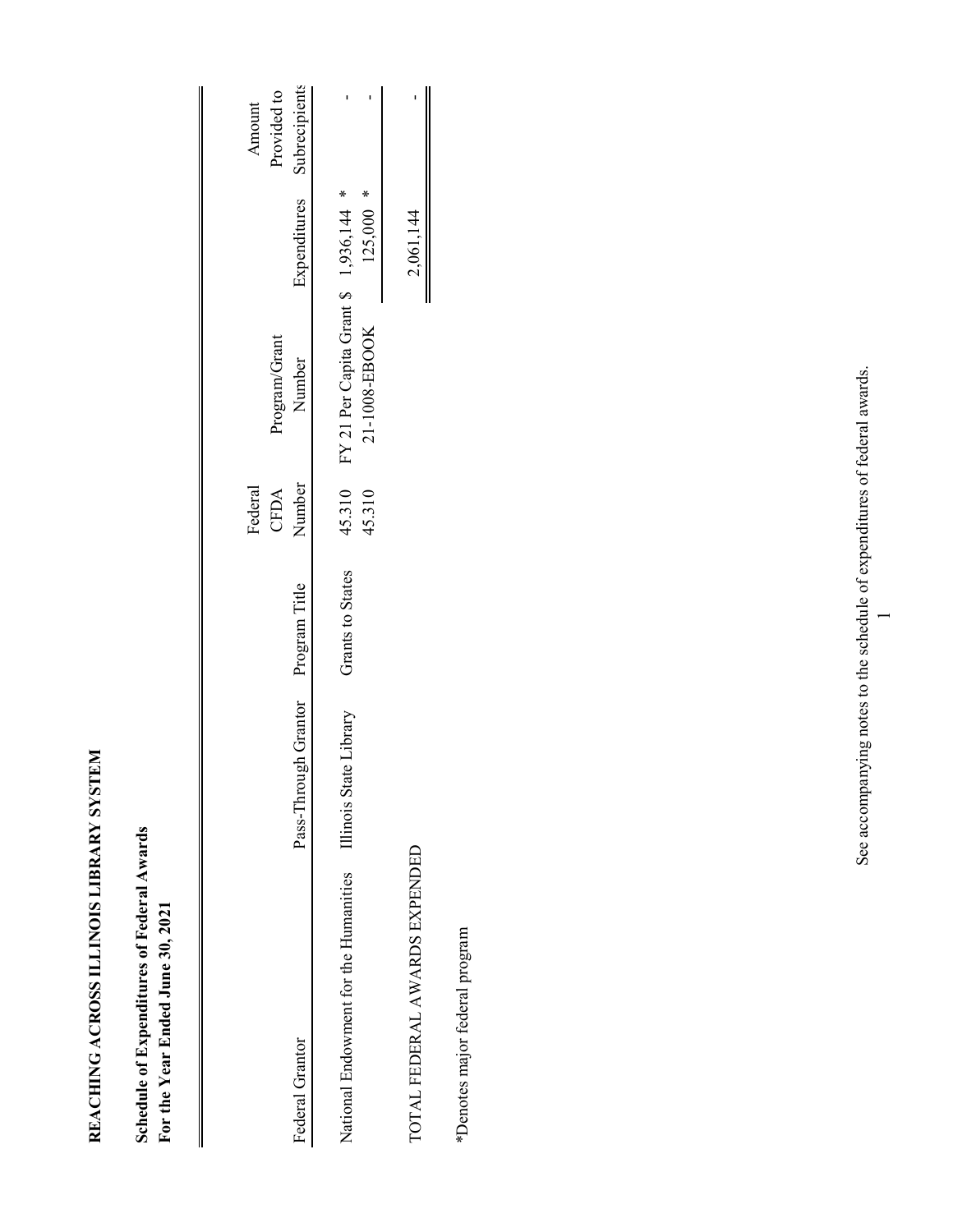**REACHING ACROSS ILLINOIS LIBRARY SYSTEM**

**Schedule of Expenditures of Federal Awards**
**For the Year Ended June 30, 2021**

| Federal Grantor | Pass-Through Grantor | Program Title | Federal CFDA Number | Program/Grant Number | Expenditures | Amount Provided to Subrecipients |
|---|---|---|---|---|---|---|
| National Endowment for the Humanities | Illinois State Library | Grants to States | 45.310 | FY 21 Per Capita Grant | $ 1,936,144 * | - |
| | | | 45.310 | 21-1008-EBOOK | 125,000 * | - |
| TOTAL FEDERAL AWARDS EXPENDED | | | | | 2,061,144 | - |

*Denotes major federal program

See accompanying notes to the schedule of expenditures of federal awards.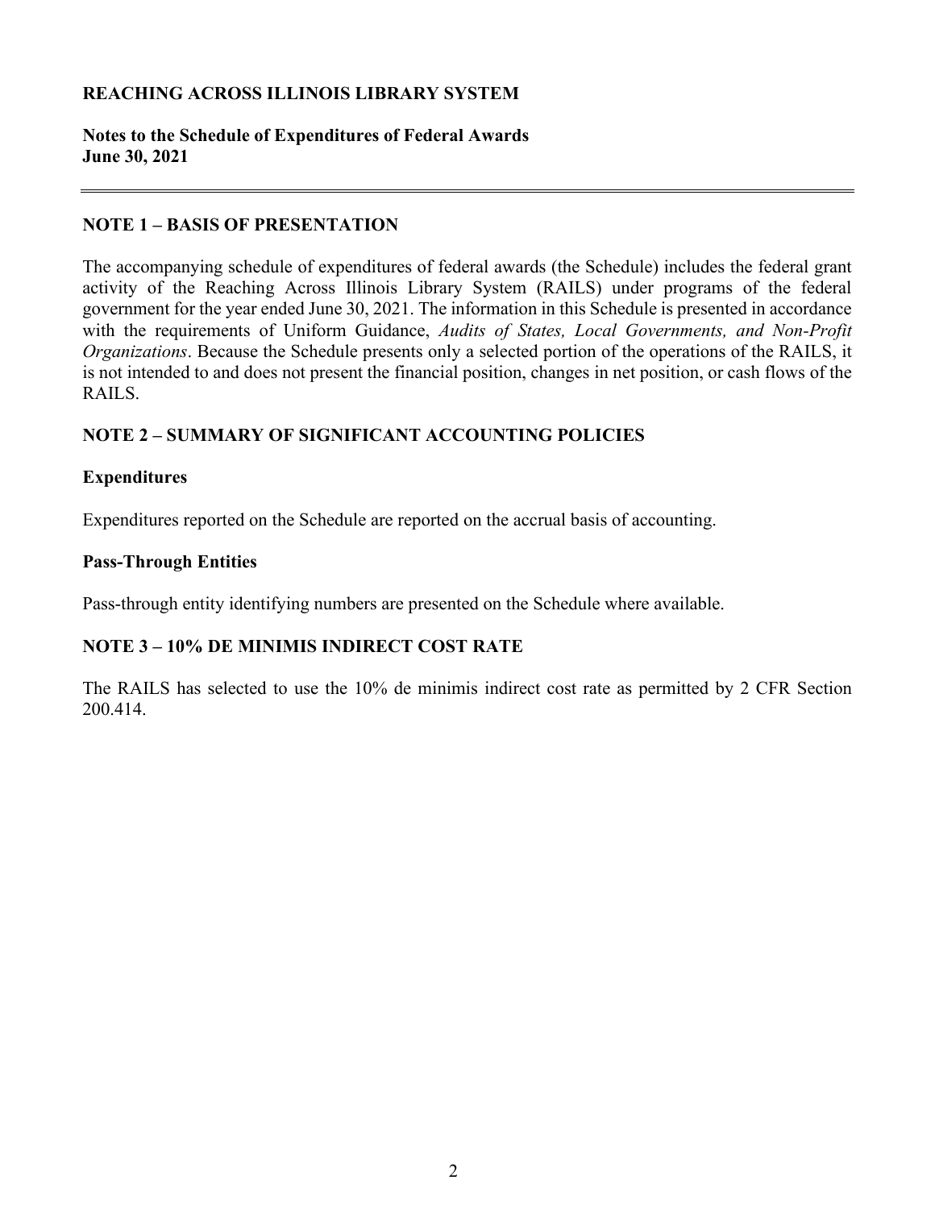**REACHING ACROSS ILLINOIS LIBRARY SYSTEM**

**Notes to the Schedule of Expenditures of Federal Awards**
**June 30, 2021**

---

## NOTE 1 – BASIS OF PRESENTATION

The accompanying schedule of expenditures of federal awards (the Schedule) includes the federal grant activity of the Reaching Across Illinois Library System (RAILS) under programs of the federal government for the year ended June 30, 2021. The information in this Schedule is presented in accordance with the requirements of Uniform Guidance, *Audits of States, Local Governments, and Non-Profit Organizations*. Because the Schedule presents only a selected portion of the operations of the RAILS, it is not intended to and does not present the financial position, changes in net position, or cash flows of the RAILS.

## NOTE 2 – SUMMARY OF SIGNIFICANT ACCOUNTING POLICIES

### Expenditures

Expenditures reported on the Schedule are reported on the accrual basis of accounting.

### Pass-Through Entities

Pass-through entity identifying numbers are presented on the Schedule where available.

## NOTE 3 – 10% DE MINIMIS INDIRECT COST RATE

The RAILS has selected to use the 10% de minimis indirect cost rate as permitted by 2 CFR Section 200.414.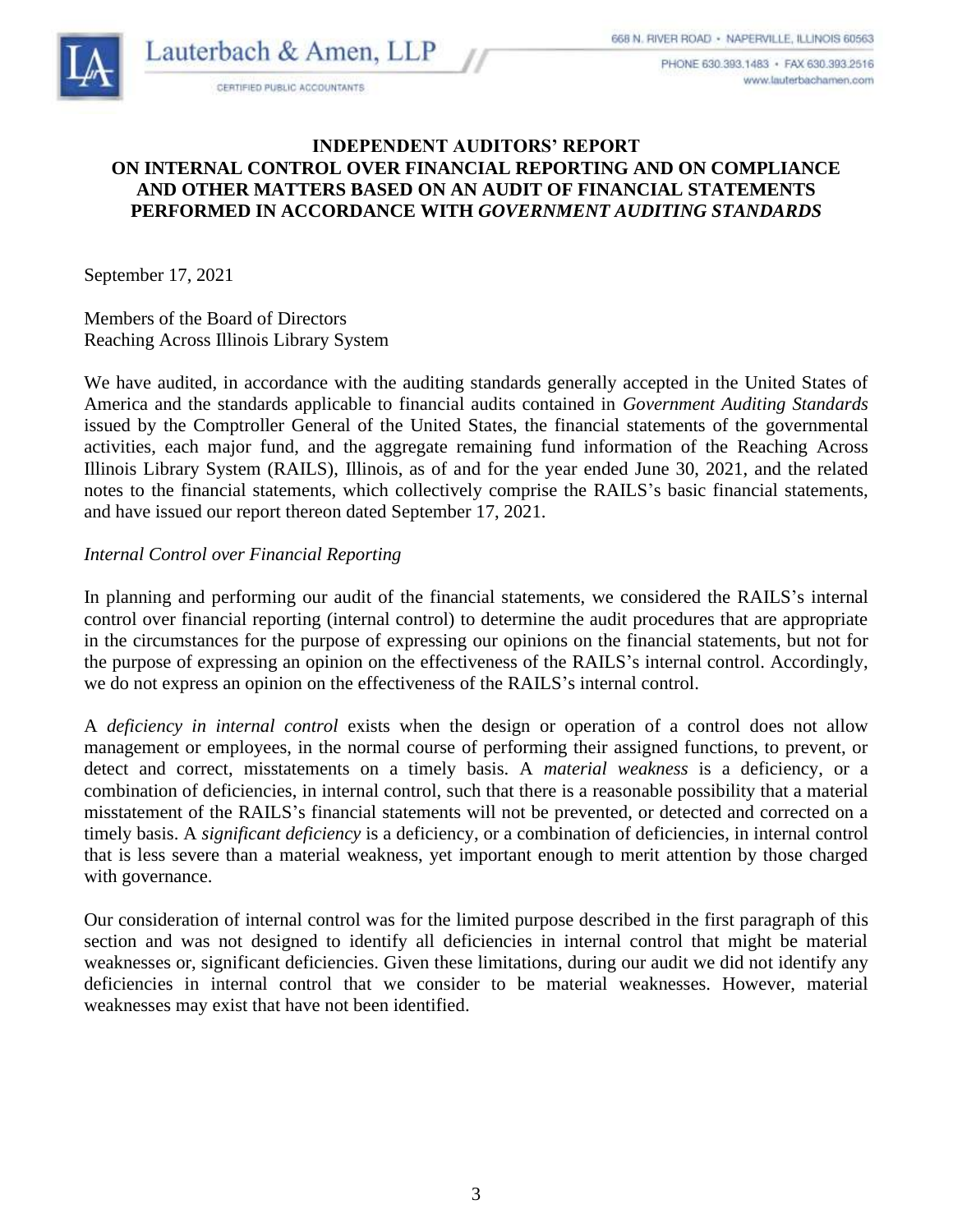## INDEPENDENT AUDITORS' REPORT ON INTERNAL CONTROL OVER FINANCIAL REPORTING AND ON COMPLIANCE AND OTHER MATTERS BASED ON AN AUDIT OF FINANCIAL STATEMENTS PERFORMED IN ACCORDANCE WITH *GOVERNMENT AUDITING STANDARDS*

September 17, 2021

Members of the Board of Directors
Reaching Across Illinois Library System

We have audited, in accordance with the auditing standards generally accepted in the United States of America and the standards applicable to financial audits contained in *Government Auditing Standards* issued by the Comptroller General of the United States, the financial statements of the governmental activities, each major fund, and the aggregate remaining fund information of the Reaching Across Illinois Library System (RAILS), Illinois, as of and for the year ended June 30, 2021, and the related notes to the financial statements, which collectively comprise the RAILS's basic financial statements, and have issued our report thereon dated September 17, 2021.

*Internal Control over Financial Reporting*

In planning and performing our audit of the financial statements, we considered the RAILS's internal control over financial reporting (internal control) to determine the audit procedures that are appropriate in the circumstances for the purpose of expressing our opinions on the financial statements, but not for the purpose of expressing an opinion on the effectiveness of the RAILS's internal control. Accordingly, we do not express an opinion on the effectiveness of the RAILS's internal control.

A *deficiency in internal control* exists when the design or operation of a control does not allow management or employees, in the normal course of performing their assigned functions, to prevent, or detect and correct, misstatements on a timely basis. A *material weakness* is a deficiency, or a combination of deficiencies, in internal control, such that there is a reasonable possibility that a material misstatement of the RAILS's financial statements will not be prevented, or detected and corrected on a timely basis. A *significant deficiency* is a deficiency, or a combination of deficiencies, in internal control that is less severe than a material weakness, yet important enough to merit attention by those charged with governance.

Our consideration of internal control was for the limited purpose described in the first paragraph of this section and was not designed to identify all deficiencies in internal control that might be material weaknesses or, significant deficiencies. Given these limitations, during our audit we did not identify any deficiencies in internal control that we consider to be material weaknesses. However, material weaknesses may exist that have not been identified.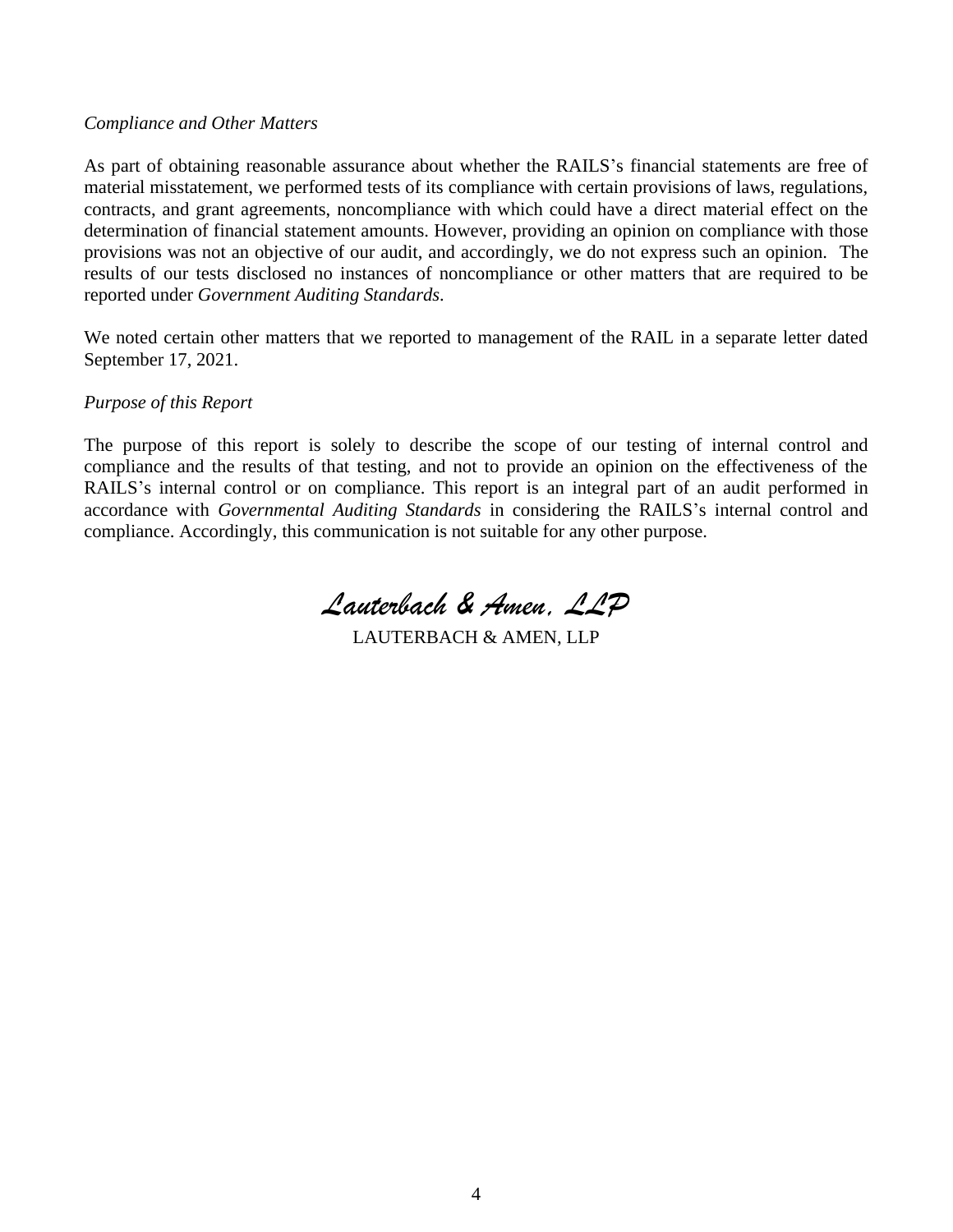*Compliance and Other Matters*

As part of obtaining reasonable assurance about whether the RAILS's financial statements are free of material misstatement, we performed tests of its compliance with certain provisions of laws, regulations, contracts, and grant agreements, noncompliance with which could have a direct material effect on the determination of financial statement amounts. However, providing an opinion on compliance with those provisions was not an objective of our audit, and accordingly, we do not express such an opinion. The results of our tests disclosed no instances of noncompliance or other matters that are required to be reported under *Government Auditing Standards*.

We noted certain other matters that we reported to management of the RAIL in a separate letter dated September 17, 2021.

*Purpose of this Report*

The purpose of this report is solely to describe the scope of our testing of internal control and compliance and the results of that testing, and not to provide an opinion on the effectiveness of the RAILS's internal control or on compliance. This report is an integral part of an audit performed in accordance with *Governmental Auditing Standards* in considering the RAILS's internal control and compliance. Accordingly, this communication is not suitable for any other purpose.

*Lauterbach & Amen, LLP*

LAUTERBACH & AMEN, LLP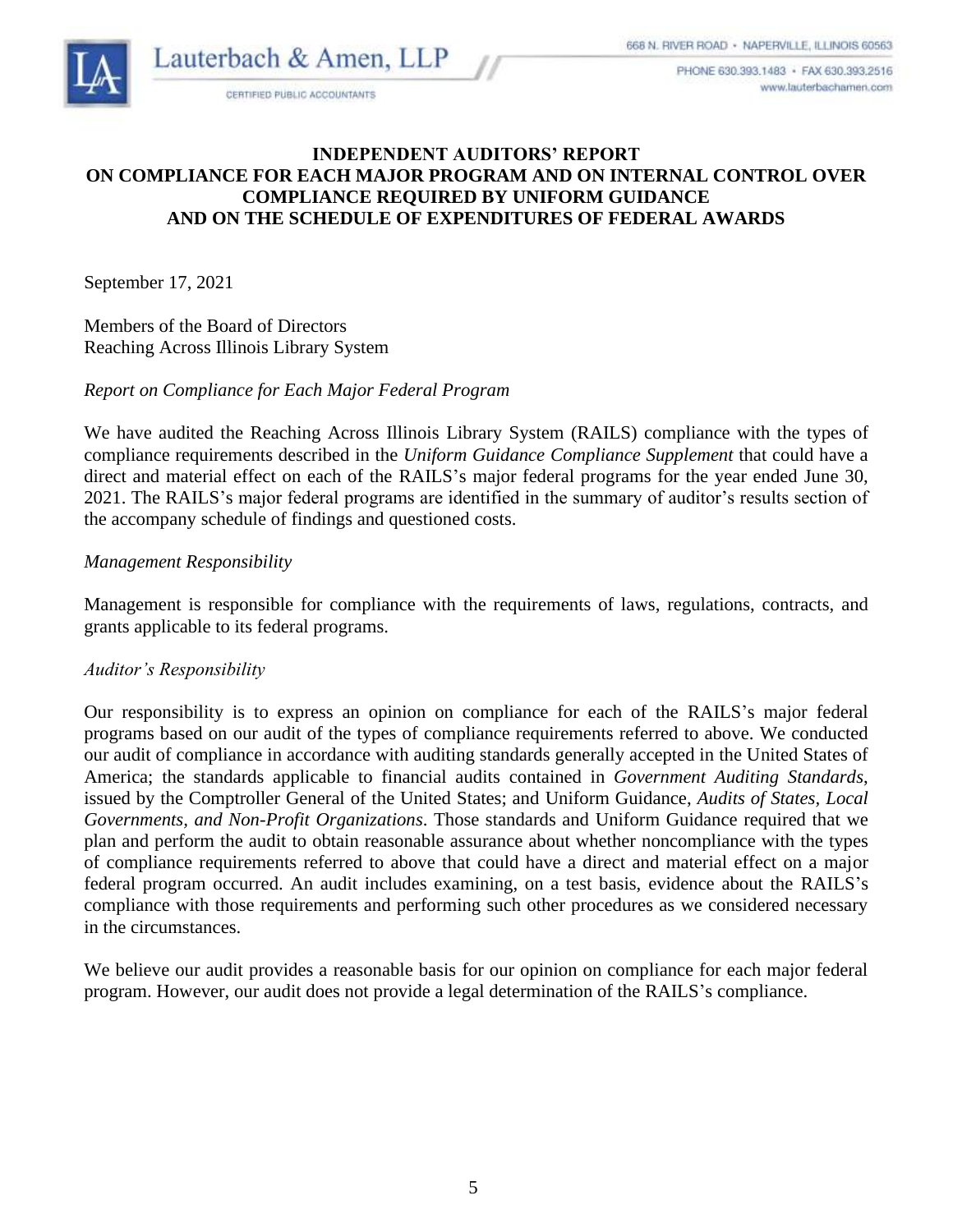Lauterbach & Amen, LLP

CERTIFIED PUBLIC ACCOUNTANTS

668 N. RIVER ROAD • NAPERVILLE, ILLINOIS 60563

PHONE 630.393.1483 • FAX 630.393.2516

www.lauterbachamen.com

**INDEPENDENT AUDITORS' REPORT**
**ON COMPLIANCE FOR EACH MAJOR PROGRAM AND ON INTERNAL CONTROL OVER COMPLIANCE REQUIRED BY UNIFORM GUIDANCE**
**AND ON THE SCHEDULE OF EXPENDITURES OF FEDERAL AWARDS**

September 17, 2021

Members of the Board of Directors
Reaching Across Illinois Library System

*Report on Compliance for Each Major Federal Program*

We have audited the Reaching Across Illinois Library System (RAILS) compliance with the types of compliance requirements described in the *Uniform Guidance Compliance Supplement* that could have a direct and material effect on each of the RAILS's major federal programs for the year ended June 30, 2021. The RAILS's major federal programs are identified in the summary of auditor's results section of the accompany schedule of findings and questioned costs.

*Management Responsibility*

Management is responsible for compliance with the requirements of laws, regulations, contracts, and grants applicable to its federal programs.

*Auditor's Responsibility*

Our responsibility is to express an opinion on compliance for each of the RAILS's major federal programs based on our audit of the types of compliance requirements referred to above. We conducted our audit of compliance in accordance with auditing standards generally accepted in the United States of America; the standards applicable to financial audits contained in *Government Auditing Standards*, issued by the Comptroller General of the United States; and Uniform Guidance, *Audits of States, Local Governments, and Non-Profit Organizations*. Those standards and Uniform Guidance required that we plan and perform the audit to obtain reasonable assurance about whether noncompliance with the types of compliance requirements referred to above that could have a direct and material effect on a major federal program occurred. An audit includes examining, on a test basis, evidence about the RAILS's compliance with those requirements and performing such other procedures as we considered necessary in the circumstances.

We believe our audit provides a reasonable basis for our opinion on compliance for each major federal program. However, our audit does not provide a legal determination of the RAILS's compliance.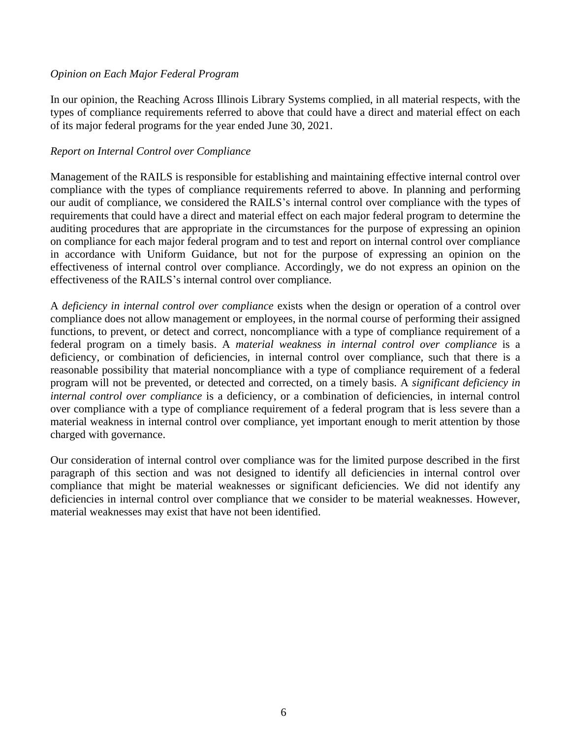*Opinion on Each Major Federal Program*

In our opinion, the Reaching Across Illinois Library Systems complied, in all material respects, with the types of compliance requirements referred to above that could have a direct and material effect on each of its major federal programs for the year ended June 30, 2021.

*Report on Internal Control over Compliance*

Management of the RAILS is responsible for establishing and maintaining effective internal control over compliance with the types of compliance requirements referred to above. In planning and performing our audit of compliance, we considered the RAILS's internal control over compliance with the types of requirements that could have a direct and material effect on each major federal program to determine the auditing procedures that are appropriate in the circumstances for the purpose of expressing an opinion on compliance for each major federal program and to test and report on internal control over compliance in accordance with Uniform Guidance, but not for the purpose of expressing an opinion on the effectiveness of internal control over compliance. Accordingly, we do not express an opinion on the effectiveness of the RAILS's internal control over compliance.

A *deficiency in internal control over compliance* exists when the design or operation of a control over compliance does not allow management or employees, in the normal course of performing their assigned functions, to prevent, or detect and correct, noncompliance with a type of compliance requirement of a federal program on a timely basis. A *material weakness in internal control over compliance* is a deficiency, or combination of deficiencies, in internal control over compliance, such that there is a reasonable possibility that material noncompliance with a type of compliance requirement of a federal program will not be prevented, or detected and corrected, on a timely basis. A *significant deficiency in internal control over compliance* is a deficiency, or a combination of deficiencies, in internal control over compliance with a type of compliance requirement of a federal program that is less severe than a material weakness in internal control over compliance, yet important enough to merit attention by those charged with governance.

Our consideration of internal control over compliance was for the limited purpose described in the first paragraph of this section and was not designed to identify all deficiencies in internal control over compliance that might be material weaknesses or significant deficiencies. We did not identify any deficiencies in internal control over compliance that we consider to be material weaknesses. However, material weaknesses may exist that have not been identified.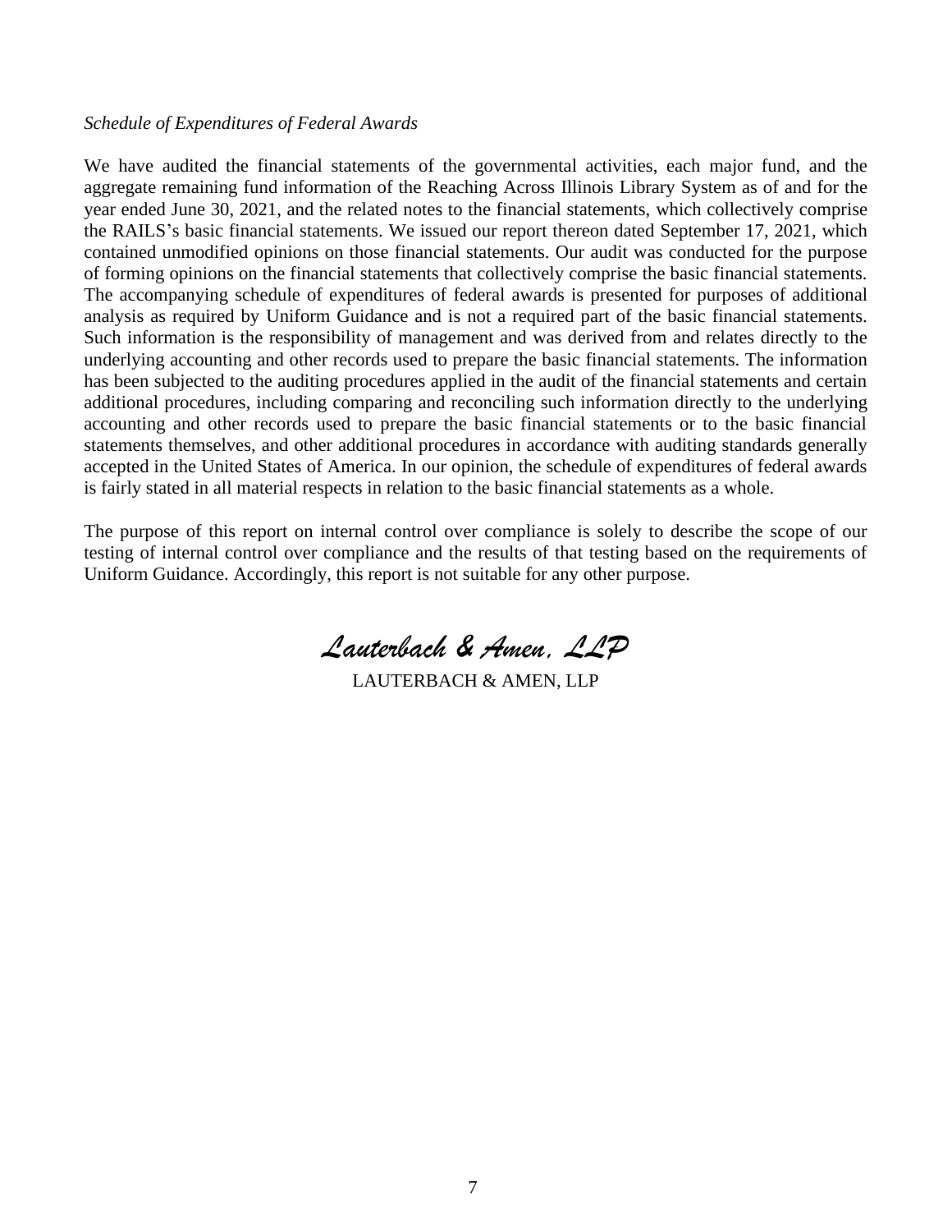*Schedule of Expenditures of Federal Awards*

We have audited the financial statements of the governmental activities, each major fund, and the aggregate remaining fund information of the Reaching Across Illinois Library System as of and for the year ended June 30, 2021, and the related notes to the financial statements, which collectively comprise the RAILS's basic financial statements. We issued our report thereon dated September 17, 2021, which contained unmodified opinions on those financial statements. Our audit was conducted for the purpose of forming opinions on the financial statements that collectively comprise the basic financial statements. The accompanying schedule of expenditures of federal awards is presented for purposes of additional analysis as required by Uniform Guidance and is not a required part of the basic financial statements. Such information is the responsibility of management and was derived from and relates directly to the underlying accounting and other records used to prepare the basic financial statements. The information has been subjected to the auditing procedures applied in the audit of the financial statements and certain additional procedures, including comparing and reconciling such information directly to the underlying accounting and other records used to prepare the basic financial statements or to the basic financial statements themselves, and other additional procedures in accordance with auditing standards generally accepted in the United States of America. In our opinion, the schedule of expenditures of federal awards is fairly stated in all material respects in relation to the basic financial statements as a whole.

The purpose of this report on internal control over compliance is solely to describe the scope of our testing of internal control over compliance and the results of that testing based on the requirements of Uniform Guidance. Accordingly, this report is not suitable for any other purpose.

*Lauterbach & Amen, LLP*

LAUTERBACH & AMEN, LLP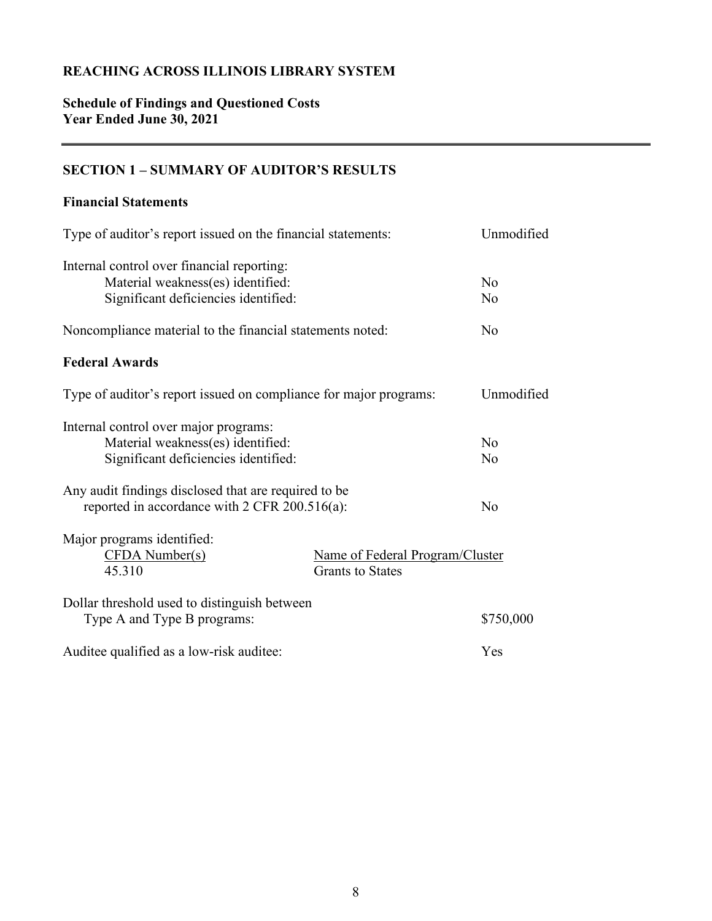# REACHING ACROSS ILLINOIS LIBRARY SYSTEM

## Schedule of Findings and Questioned Costs
## Year Ended June 30, 2021

---

### SECTION 1 – SUMMARY OF AUDITOR'S RESULTS

#### Financial Statements

| | |
|---|---|
| Type of auditor's report issued on the financial statements: | Unmodified |
| Internal control over financial reporting: | |
| Material weakness(es) identified: | No |
| Significant deficiencies identified: | No |
| Noncompliance material to the financial statements noted: | No |

#### Federal Awards

| | |
|---|---|
| Type of auditor's report issued on compliance for major programs: | Unmodified |
| Internal control over major programs: | |
| Material weakness(es) identified: | No |
| Significant deficiencies identified: | No |
| Any audit findings disclosed that are required to be reported in accordance with 2 CFR 200.516(a): | No |

Major programs identified:

| CFDA Number(s) | Name of Federal Program/Cluster |
|---|---|
| 45.310 | Grants to States |

| | |
|---|---|
| Dollar threshold used to distinguish between Type A and Type B programs: | $750,000 |
| Auditee qualified as a low-risk auditee: | Yes |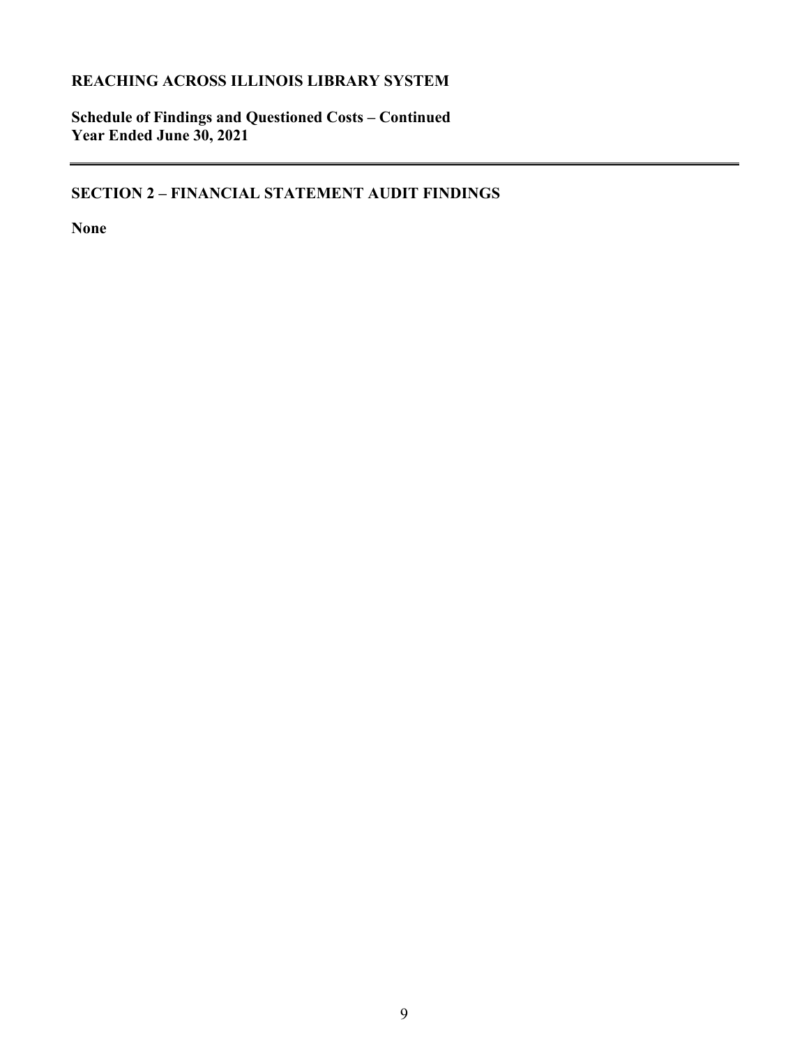**REACHING ACROSS ILLINOIS LIBRARY SYSTEM**

**Schedule of Findings and Questioned Costs – Continued**
**Year Ended June 30, 2021**

---

## SECTION 2 – FINANCIAL STATEMENT AUDIT FINDINGS

**None**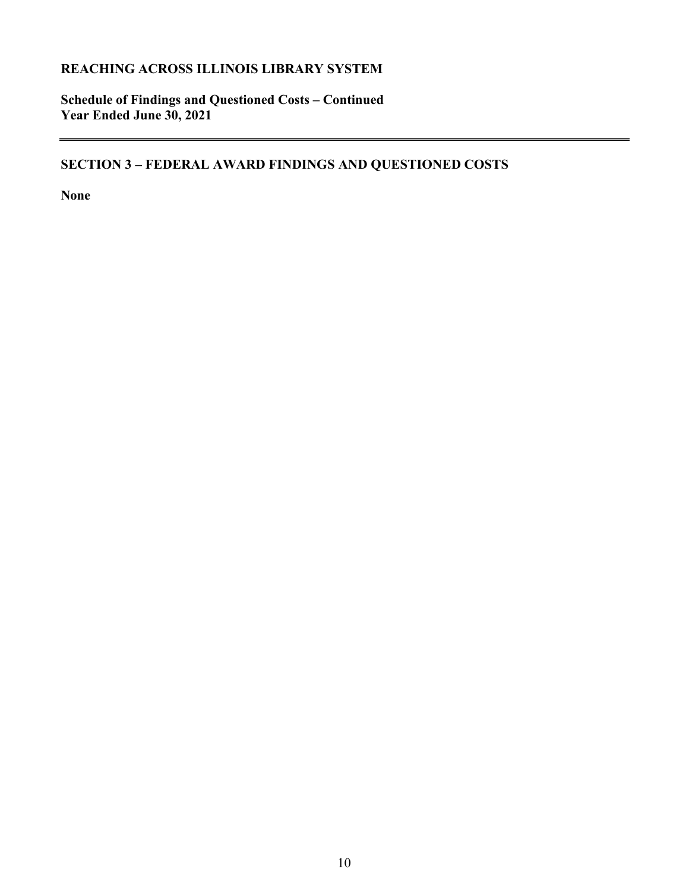**REACHING ACROSS ILLINOIS LIBRARY SYSTEM**

**Schedule of Findings and Questioned Costs – Continued**
**Year Ended June 30, 2021**

## SECTION 3 – FEDERAL AWARD FINDINGS AND QUESTIONED COSTS

**None**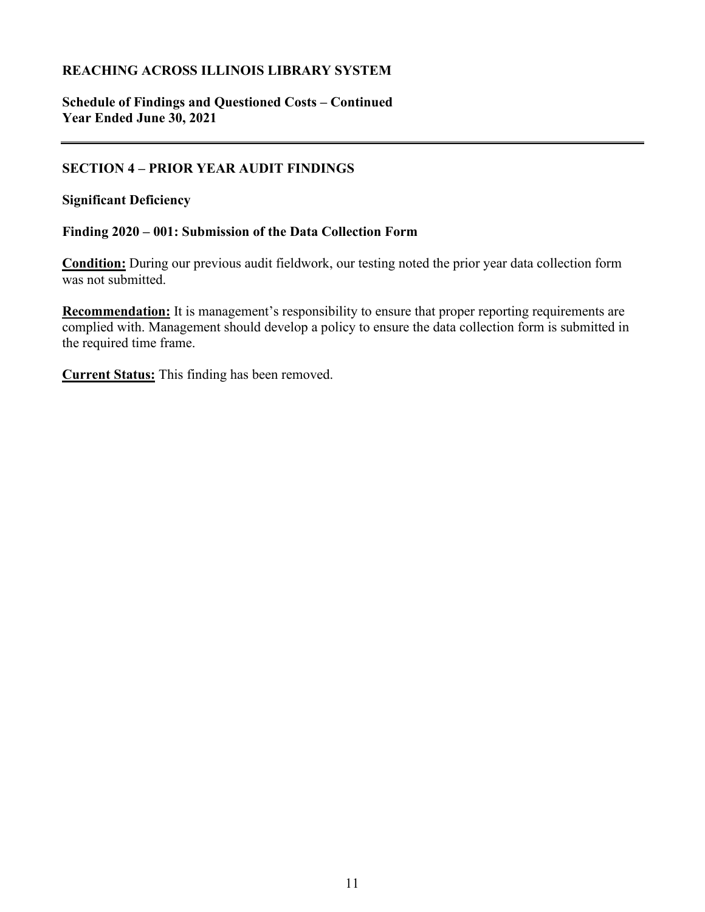**REACHING ACROSS ILLINOIS LIBRARY SYSTEM**

**Schedule of Findings and Questioned Costs – Continued**
**Year Ended June 30, 2021**

---

## SECTION 4 – PRIOR YEAR AUDIT FINDINGS

### Significant Deficiency

### Finding 2020 – 001: Submission of the Data Collection Form

**Condition:** During our previous audit fieldwork, our testing noted the prior year data collection form was not submitted.

**Recommendation:** It is management's responsibility to ensure that proper reporting requirements are complied with. Management should develop a policy to ensure the data collection form is submitted in the required time frame.

**Current Status:** This finding has been removed.